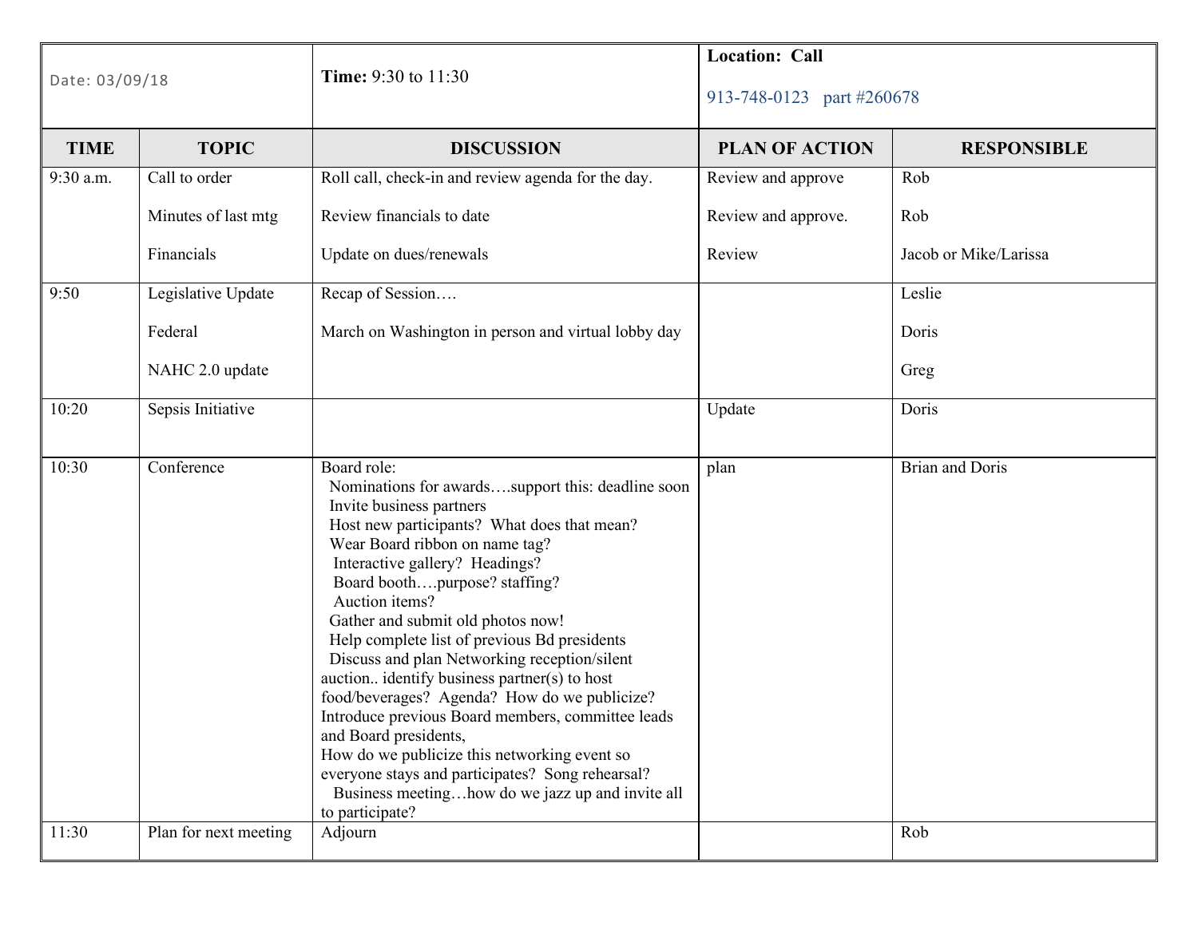| Date: 03/09/18 | Time: 9:30 to 11:30 | Location: Call<br><br>913-748-0123 part #260678 | | |
|---|---|---|---|---|
| **TIME** | **TOPIC** | **DISCUSSION** | **PLAN OF ACTION** | **RESPONSIBLE** |
| 9:30 a.m. | Call to order<br><br>Minutes of last mtg<br><br>Financials | Roll call, check-in and review agenda for the day.<br><br>Review financials to date<br><br>Update on dues/renewals | Review and approve<br><br>Review and approve.<br><br>Review | Rob<br><br>Rob<br><br>Jacob or Mike/Larissa |
| 9:50 | Legislative Update<br><br>Federal<br><br>NAHC 2.0 update | Recap of Session….<br><br>March on Washington in person and virtual lobby day | | Leslie<br><br>Doris<br><br>Greg |
| 10:20 | Sepsis Initiative | | Update | Doris |
| 10:30 | Conference | Board role:<br>Nominations for awards….support this: deadline soon<br>Invite business partners<br>Host new participants? What does that mean?<br>Wear Board ribbon on name tag?<br>Interactive gallery? Headings?<br>Board booth….purpose? staffing?<br>Auction items?<br>Gather and submit old photos now!<br>Help complete list of previous Bd presidents<br>Discuss and plan Networking reception/silent auction.. identify business partner(s) to host food/beverages? Agenda? How do we publicize? Introduce previous Board members, committee leads and Board presidents,<br>How do we publicize this networking event so everyone stays and participates? Song rehearsal?<br>Business meeting…how do we jazz up and invite all to participate? | plan | Brian and Doris |
| 11:30 | Plan for next meeting | Adjourn | | Rob |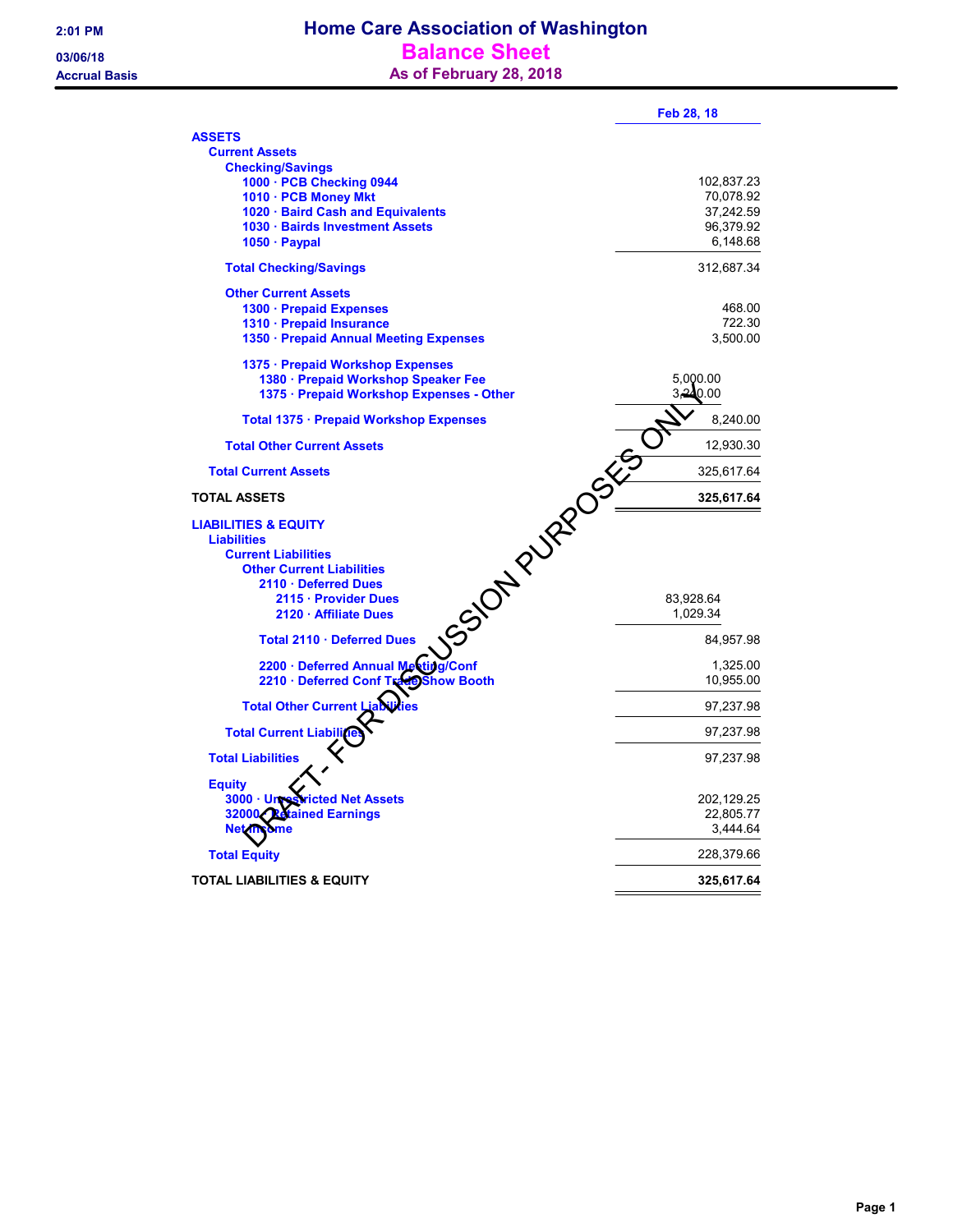# Home Care Association of Washington

## Balance Sheet

### As of February 28, 2018

2:01 PM
03/06/18
Accrual Basis

| | | Feb 28, 18 |
|---|---|---|
| **ASSETS** | | |
| **Current Assets** | | |
| **Checking/Savings** | | |
| 1000 · PCB Checking 0944 | | 102,837.23 |
| 1010 · PCB Money Mkt | | 70,078.92 |
| 1020 · Baird Cash and Equivalents | | 37,242.59 |
| 1030 · Bairds Investment Assets | | 96,379.92 |
| 1050 · Paypal | | 6,148.68 |
| **Total Checking/Savings** | | 312,687.34 |
| **Other Current Assets** | | |
| 1300 · Prepaid Expenses | | 468.00 |
| 1310 · Prepaid Insurance | | 722.30 |
| 1350 · Prepaid Annual Meeting Expenses | | 3,500.00 |
| 1375 · Prepaid Workshop Expenses | | |
| 1380 · Prepaid Workshop Speaker Fee | 5,000.00 | |
| 1375 · Prepaid Workshop Expenses - Other | 3,240.00 | |
| **Total 1375 · Prepaid Workshop Expenses** | | 8,240.00 |
| **Total Other Current Assets** | | 12,930.30 |
| **Total Current Assets** | | 325,617.64 |
| **TOTAL ASSETS** | | **325,617.64** |
| **LIABILITIES & EQUITY** | | |
| **Liabilities** | | |
| **Current Liabilities** | | |
| **Other Current Liabilities** | | |
| 2110 · Deferred Dues | | |
| 2115 · Provider Dues | 83,928.64 | |
| 2120 · Affiliate Dues | 1,029.34 | |
| **Total 2110 · Deferred Dues** | | 84,957.98 |
| 2200 · Deferred Annual Meeting/Conf | | 1,325.00 |
| 2210 · Deferred Conf Trade Show Booth | | 10,955.00 |
| **Total Other Current Liabilities** | | 97,237.98 |
| **Total Current Liabilities** | | 97,237.98 |
| **Total Liabilities** | | 97,237.98 |
| **Equity** | | |
| 3000 · Unrestricted Net Assets | | 202,129.25 |
| 32000 · Retained Earnings | | 22,805.77 |
| Net Income | | 3,444.64 |
| **Total Equity** | | 228,379.66 |
| **TOTAL LIABILITIES & EQUITY** | | **325,617.64** |

DRAFT - FOR DISCUSSION PURPOSES ONLY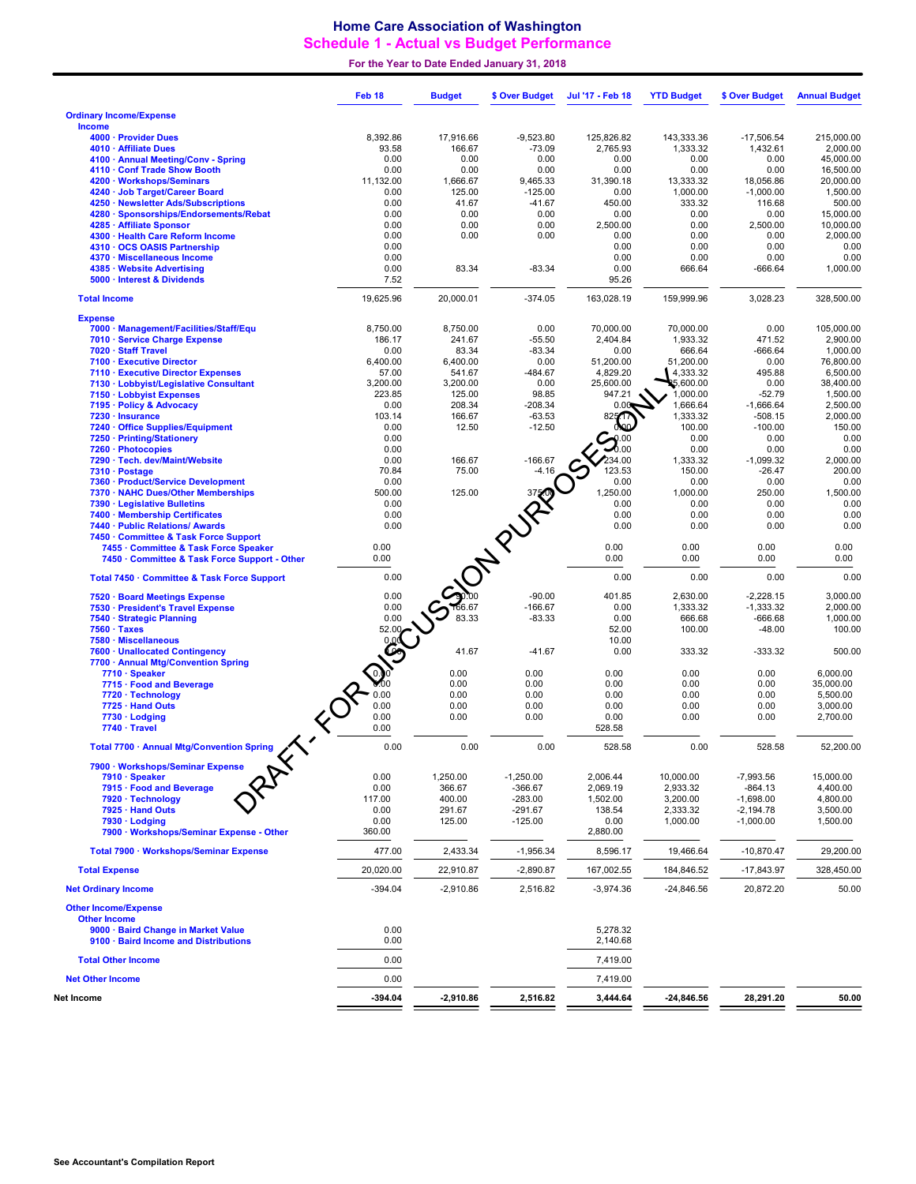# Home Care Association of Washington
## Schedule 1 - Actual vs Budget Performance
### For the Year to Date Ended January 31, 2018

| | Feb 18 | Budget | $ Over Budget | Jul '17 - Feb 18 | YTD Budget | $ Over Budget | Annual Budget |
|---|---|---|---|---|---|---|---|
| **Ordinary Income/Expense** | | | | | | | |
| **Income** | | | | | | | |
| 4000 · Provider Dues | 8,392.86 | 17,916.66 | -9,523.80 | 125,826.82 | 143,333.36 | -17,506.54 | 215,000.00 |
| 4010 · Affiliate Dues | 93.58 | 166.67 | -73.09 | 2,765.93 | 1,333.32 | 1,432.61 | 2,000.00 |
| 4100 · Annual Meeting/Conv - Spring | 0.00 | 0.00 | 0.00 | 0.00 | 0.00 | 0.00 | 45,000.00 |
| 4110 · Conf Trade Show Booth | 0.00 | 0.00 | 0.00 | 0.00 | 0.00 | 0.00 | 16,500.00 |
| 4200 · Workshops/Seminars | 11,132.00 | 1,666.67 | 9,465.33 | 31,390.18 | 13,333.32 | 18,056.86 | 20,000.00 |
| 4240 · Job Target/Career Board | 0.00 | 125.00 | -125.00 | 0.00 | 1,000.00 | -1,000.00 | 1,500.00 |
| 4250 · Newsletter Ads/Subscriptions | 0.00 | 41.67 | -41.67 | 450.00 | 333.32 | 116.68 | 500.00 |
| 4280 · Sponsorships/Endorsements/Rebat | 0.00 | 0.00 | 0.00 | 0.00 | 0.00 | 0.00 | 15,000.00 |
| 4285 · Affiliate Sponsor | 0.00 | 0.00 | 0.00 | 2,500.00 | 0.00 | 2,500.00 | 10,000.00 |
| 4300 · Health Care Reform Income | 0.00 | 0.00 | 0.00 | 0.00 | 0.00 | 0.00 | 2,000.00 |
| 4310 · OCS OASIS Partnership | 0.00 | | | 0.00 | 0.00 | 0.00 | 0.00 |
| 4370 · Miscellaneous Income | 0.00 | | | 0.00 | 0.00 | 0.00 | 0.00 |
| 4385 · Website Advertising | 0.00 | 83.34 | -83.34 | 0.00 | 666.64 | -666.64 | 1,000.00 |
| 5000 · Interest & Dividends | 7.52 | | | 95.26 | | | |
| **Total Income** | 19,625.96 | 20,000.01 | -374.05 | 163,028.19 | 159,999.96 | 3,028.23 | 328,500.00 |
| **Expense** | | | | | | | |
| 7000 · Management/Facilities/Staff/Equ | 8,750.00 | 8,750.00 | 0.00 | 70,000.00 | 70,000.00 | 0.00 | 105,000.00 |
| 7010 · Service Charge Expense | 186.17 | 241.67 | -55.50 | 2,404.84 | 1,933.32 | 471.52 | 2,900.00 |
| 7020 · Staff Travel | 0.00 | 83.34 | -83.34 | 0.00 | 666.64 | -666.64 | 1,000.00 |
| 7100 · Executive Director | 6,400.00 | 6,400.00 | 0.00 | 51,200.00 | 51,200.00 | 0.00 | 76,800.00 |
| 7110 · Executive Director Expenses | 57.00 | 541.67 | -484.67 | 4,829.20 | 4,333.32 | 495.88 | 6,500.00 |
| 7130 · Lobbyist/Legislative Consultant | 3,200.00 | 3,200.00 | 0.00 | 25,600.00 | 25,600.00 | 0.00 | 38,400.00 |
| 7150 · Lobbyist Expenses | 223.85 | 125.00 | 98.85 | 947.21 | 1,000.00 | -52.79 | 1,500.00 |
| 7195 · Policy & Advocacy | 0.00 | 208.34 | -208.34 | 0.00 | 1,666.64 | -1,666.64 | 2,500.00 |
| 7230 · Insurance | 103.14 | 166.67 | -63.53 | 825.17 | 1,333.32 | -508.15 | 2,000.00 |
| 7240 · Office Supplies/Equipment | 0.00 | 12.50 | -12.50 | 0.00 | 100.00 | -100.00 | 150.00 |
| 7250 · Printing/Stationery | 0.00 | | | 0.00 | 0.00 | 0.00 | 0.00 |
| 7260 · Photocopies | 0.00 | | | 0.00 | 0.00 | 0.00 | 0.00 |
| 7290 · Tech. dev/Maint/Website | 0.00 | 166.67 | -166.67 | 234.00 | 1,333.32 | -1,099.32 | 2,000.00 |
| 7310 · Postage | 70.84 | 75.00 | -4.16 | 123.53 | 150.00 | -26.47 | 200.00 |
| 7360 · Product/Service Development | 0.00 | | | 0.00 | 0.00 | 0.00 | 0.00 |
| 7370 · NAHC Dues/Other Memberships | 500.00 | 125.00 | 375.00 | 1,250.00 | 1,000.00 | 250.00 | 1,500.00 |
| 7390 · Legislative Bulletins | 0.00 | | | 0.00 | 0.00 | 0.00 | 0.00 |
| 7400 · Membership Certificates | 0.00 | | | 0.00 | 0.00 | 0.00 | 0.00 |
| 7440 · Public Relations/ Awards | 0.00 | | | 0.00 | 0.00 | 0.00 | 0.00 |
| 7450 · Committee & Task Force Support | | | | | | | |
| 7455 · Committee & Task Force Speaker | 0.00 | | | 0.00 | 0.00 | 0.00 | 0.00 |
| 7450 · Committee & Task Force Support - Other | 0.00 | | | 0.00 | 0.00 | 0.00 | 0.00 |
| Total 7450 · Committee & Task Force Support | 0.00 | | | 0.00 | 0.00 | 0.00 | 0.00 |
| 7520 · Board Meetings Expense | 0.00 | 90.00 | -90.00 | 401.85 | 2,630.00 | -2,228.15 | 3,000.00 |
| 7530 · President's Travel Expense | 0.00 | 166.67 | -166.67 | 0.00 | 1,333.32 | -1,333.32 | 2,000.00 |
| 7540 · Strategic Planning | 0.00 | 83.33 | -83.33 | 0.00 | 666.68 | -666.68 | 1,000.00 |
| 7560 · Taxes | 52.00 | | | 52.00 | 100.00 | -48.00 | 100.00 |
| 7580 · Miscellaneous | 0.00 | | | 10.00 | | | |
| 7600 · Unallocated Contingency | 0.00 | 41.67 | -41.67 | 0.00 | 333.32 | -333.32 | 500.00 |
| 7700 · Annual Mtg/Convention Spring | | | | | | | |
| 7710 · Speaker | 0.00 | 0.00 | 0.00 | 0.00 | 0.00 | 0.00 | 6,000.00 |
| 7715 · Food and Beverage | 0.00 | 0.00 | 0.00 | 0.00 | 0.00 | 0.00 | 35,000.00 |
| 7720 · Technology | 0.00 | 0.00 | 0.00 | 0.00 | 0.00 | 0.00 | 5,500.00 |
| 7725 · Hand Outs | 0.00 | 0.00 | 0.00 | 0.00 | 0.00 | 0.00 | 3,000.00 |
| 7730 · Lodging | 0.00 | 0.00 | 0.00 | 0.00 | 0.00 | 0.00 | 2,700.00 |
| 7740 · Travel | 0.00 | | | 528.58 | | | |
| Total 7700 · Annual Mtg/Convention Spring | 0.00 | 0.00 | 0.00 | 528.58 | 0.00 | 528.58 | 52,200.00 |
| 7900 · Workshops/Seminar Expense | | | | | | | |
| 7910 · Speaker | 0.00 | 1,250.00 | -1,250.00 | 2,006.44 | 10,000.00 | -7,993.56 | 15,000.00 |
| 7915 · Food and Beverage | 0.00 | 366.67 | -366.67 | 2,069.19 | 2,933.32 | -864.13 | 4,400.00 |
| 7920 · Technology | 117.00 | 400.00 | -283.00 | 1,502.00 | 3,200.00 | -1,698.00 | 4,800.00 |
| 7925 · Hand Outs | 0.00 | 291.67 | -291.67 | 138.54 | 2,333.32 | -2,194.78 | 3,500.00 |
| 7930 · Lodging | 0.00 | 125.00 | -125.00 | 0.00 | 1,000.00 | -1,000.00 | 1,500.00 |
| 7900 · Workshops/Seminar Expense - Other | 360.00 | | | 2,880.00 | | | |
| Total 7900 · Workshops/Seminar Expense | 477.00 | 2,433.34 | -1,956.34 | 8,596.17 | 19,466.64 | -10,870.47 | 29,200.00 |
| **Total Expense** | 20,020.00 | 22,910.87 | -2,890.87 | 167,002.55 | 184,846.52 | -17,843.97 | 328,450.00 |
| **Net Ordinary Income** | -394.04 | -2,910.86 | 2,516.82 | -3,974.36 | -24,846.56 | 20,872.20 | 50.00 |
| **Other Income/Expense** | | | | | | | |
| **Other Income** | | | | | | | |
| 9000 · Baird Change in Market Value | 0.00 | | | 5,278.32 | | | |
| 9100 · Baird Income and Distributions | 0.00 | | | 2,140.68 | | | |
| **Total Other Income** | 0.00 | | | 7,419.00 | | | |
| **Net Other Income** | 0.00 | | | 7,419.00 | | | |
| **Net Income** | **-394.04** | **-2,910.86** | **2,516.82** | **3,444.64** | **-24,846.56** | **28,291.20** | **50.00** |

DRAFT - FOR DISCUSSION PURPOSES ONLY

See Accountant's Compilation Report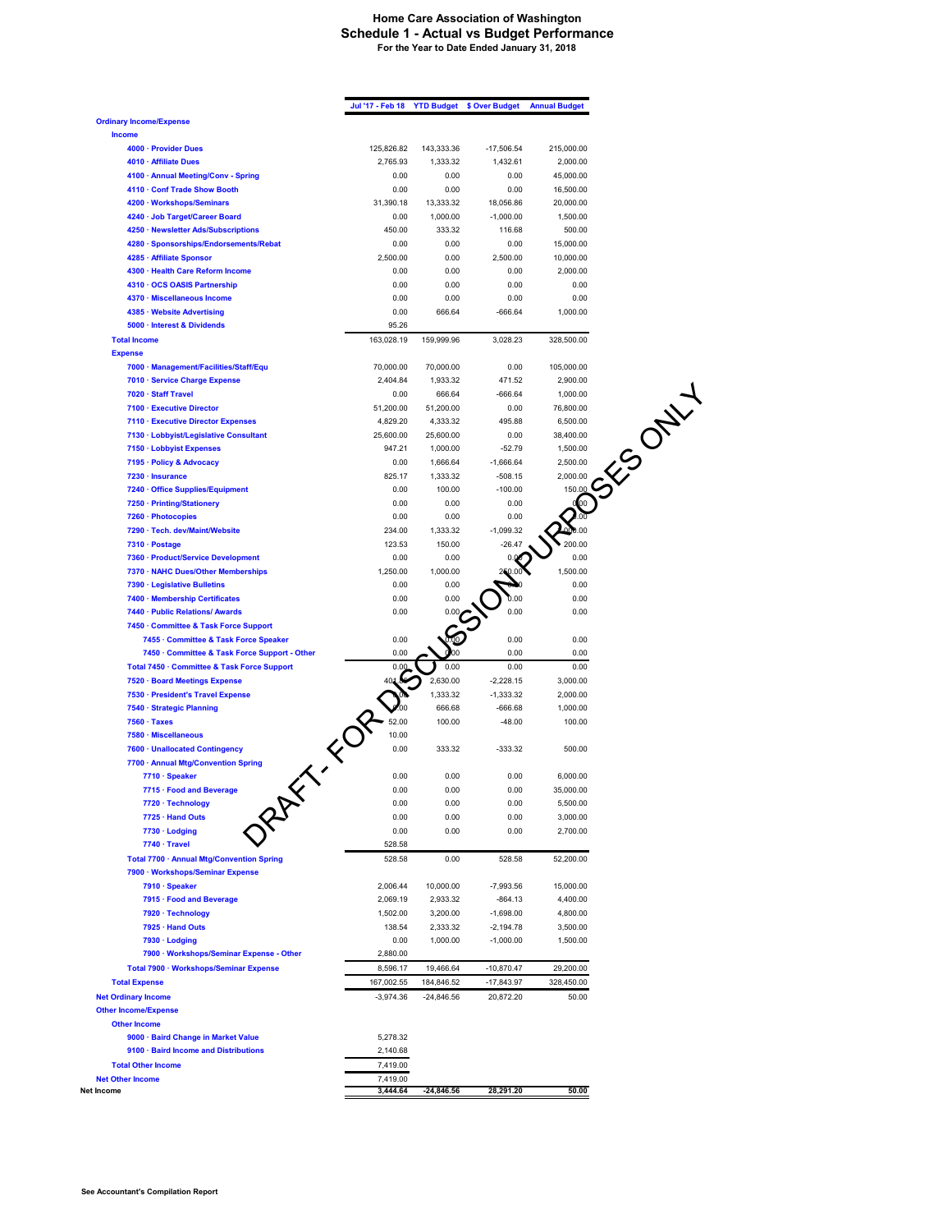# Home Care Association of Washington
## Schedule 1 - Actual vs Budget Performance
### For the Year to Date Ended January 31, 2018

| | Jul '17 - Feb 18 | YTD Budget | $ Over Budget | Annual Budget |
|---|---|---|---|---|
| **Ordinary Income/Expense** | | | | |
| **Income** | | | | |
| 4000 · Provider Dues | 125,826.82 | 143,333.36 | -17,506.54 | 215,000.00 |
| 4010 · Affiliate Dues | 2,765.93 | 1,333.32 | 1,432.61 | 2,000.00 |
| 4100 · Annual Meeting/Conv - Spring | 0.00 | 0.00 | 0.00 | 45,000.00 |
| 4110 · Conf Trade Show Booth | 0.00 | 0.00 | 0.00 | 16,500.00 |
| 4200 · Workshops/Seminars | 31,390.18 | 13,333.32 | 18,056.86 | 20,000.00 |
| 4240 · Job Target/Career Board | 0.00 | 1,000.00 | -1,000.00 | 1,500.00 |
| 4250 · Newsletter Ads/Subscriptions | 450.00 | 333.32 | 116.68 | 500.00 |
| 4280 · Sponsorships/Endorsements/Rebat | 0.00 | 0.00 | 0.00 | 15,000.00 |
| 4285 · Affiliate Sponsor | 2,500.00 | 0.00 | 2,500.00 | 10,000.00 |
| 4300 · Health Care Reform Income | 0.00 | 0.00 | 0.00 | 2,000.00 |
| 4310 · OCS OASIS Partnership | 0.00 | 0.00 | 0.00 | 0.00 |
| 4370 · Miscellaneous Income | 0.00 | 0.00 | 0.00 | 0.00 |
| 4385 · Website Advertising | 0.00 | 666.64 | -666.64 | 1,000.00 |
| 5000 · Interest & Dividends | 95.26 | | | |
| **Total Income** | 163,028.19 | 159,999.96 | 3,028.23 | 328,500.00 |
| **Expense** | | | | |
| 7000 · Management/Facilities/Staff/Equ | 70,000.00 | 70,000.00 | 0.00 | 105,000.00 |
| 7010 · Service Charge Expense | 2,404.84 | 1,933.32 | 471.52 | 2,900.00 |
| 7020 · Staff Travel | 0.00 | 666.64 | -666.64 | 1,000.00 |
| 7100 · Executive Director | 51,200.00 | 51,200.00 | 0.00 | 76,800.00 |
| 7110 · Executive Director Expenses | 4,829.20 | 4,333.32 | 495.88 | 6,500.00 |
| 7130 · Lobbyist/Legislative Consultant | 25,600.00 | 25,600.00 | 0.00 | 38,400.00 |
| 7150 · Lobbyist Expenses | 947.21 | 1,000.00 | -52.79 | 1,500.00 |
| 7195 · Policy & Advocacy | 0.00 | 1,666.64 | -1,666.64 | 2,500.00 |
| 7230 · Insurance | 825.17 | 1,333.32 | -508.15 | 2,000.00 |
| 7240 · Office Supplies/Equipment | 0.00 | 100.00 | -100.00 | 150.00 |
| 7250 · Printing/Stationery | 0.00 | 0.00 | 0.00 | 0.00 |
| 7260 · Photocopies | 0.00 | 0.00 | 0.00 | 0.00 |
| 7290 · Tech. dev/Maint/Website | 234.00 | 1,333.32 | -1,099.32 | 2,000.00 |
| 7310 · Postage | 123.53 | 150.00 | -26.47 | 200.00 |
| 7360 · Product/Service Development | 0.00 | 0.00 | 0.00 | 0.00 |
| 7370 · NAHC Dues/Other Memberships | 1,250.00 | 1,000.00 | 250.00 | 1,500.00 |
| 7390 · Legislative Bulletins | 0.00 | 0.00 | 0.00 | 0.00 |
| 7400 · Membership Certificates | 0.00 | 0.00 | 0.00 | 0.00 |
| 7440 · Public Relations/ Awards | 0.00 | 0.00 | 0.00 | 0.00 |
| 7450 · Committee & Task Force Support | | | | |
| 7455 · Committee & Task Force Speaker | 0.00 | 0.00 | 0.00 | 0.00 |
| 7450 · Committee & Task Force Support - Other | 0.00 | 0.00 | 0.00 | 0.00 |
| Total 7450 · Committee & Task Force Support | 0.00 | 0.00 | 0.00 | 0.00 |
| 7520 · Board Meetings Expense | 401.85 | 2,630.00 | -2,228.15 | 3,000.00 |
| 7530 · President's Travel Expense | 0.00 | 1,333.32 | -1,333.32 | 2,000.00 |
| 7540 · Strategic Planning | 0.00 | 666.68 | -666.68 | 1,000.00 |
| 7560 · Taxes | 52.00 | 100.00 | -48.00 | 100.00 |
| 7580 · Miscellaneous | 10.00 | | | |
| 7600 · Unallocated Contingency | 0.00 | 333.32 | -333.32 | 500.00 |
| 7700 · Annual Mtg/Convention Spring | | | | |
| 7710 · Speaker | 0.00 | 0.00 | 0.00 | 6,000.00 |
| 7715 · Food and Beverage | 0.00 | 0.00 | 0.00 | 35,000.00 |
| 7720 · Technology | 0.00 | 0.00 | 0.00 | 5,500.00 |
| 7725 · Hand Outs | 0.00 | 0.00 | 0.00 | 3,000.00 |
| 7730 · Lodging | 0.00 | 0.00 | 0.00 | 2,700.00 |
| 7740 · Travel | 528.58 | | | |
| Total 7700 · Annual Mtg/Convention Spring | 528.58 | 0.00 | 528.58 | 52,200.00 |
| 7900 · Workshops/Seminar Expense | | | | |
| 7910 · Speaker | 2,006.44 | 10,000.00 | -7,993.56 | 15,000.00 |
| 7915 · Food and Beverage | 2,069.19 | 2,933.32 | -864.13 | 4,400.00 |
| 7920 · Technology | 1,502.00 | 3,200.00 | -1,698.00 | 4,800.00 |
| 7925 · Hand Outs | 138.54 | 2,333.32 | -2,194.78 | 3,500.00 |
| 7930 · Lodging | 0.00 | 1,000.00 | -1,000.00 | 1,500.00 |
| 7900 · Workshops/Seminar Expense - Other | 2,880.00 | | | |
| Total 7900 · Workshops/Seminar Expense | 8,596.17 | 19,466.64 | -10,870.47 | 29,200.00 |
| **Total Expense** | 167,002.55 | 184,846.52 | -17,843.97 | 328,450.00 |
| **Net Ordinary Income** | -3,974.36 | -24,846.56 | 20,872.20 | 50.00 |
| **Other Income/Expense** | | | | |
| **Other Income** | | | | |
| 9000 · Baird Change in Market Value | 5,278.32 | | | |
| 9100 · Baird Income and Distributions | 2,140.68 | | | |
| **Total Other Income** | 7,419.00 | | | |
| **Net Other Income** | 7,419.00 | | | |
| **Net Income** | **3,444.64** | **-24,846.56** | **28,291.20** | **50.00** |

DRAFT - FOR DISCUSSION PURPOSES ONLY

See Accountant's Compilation Report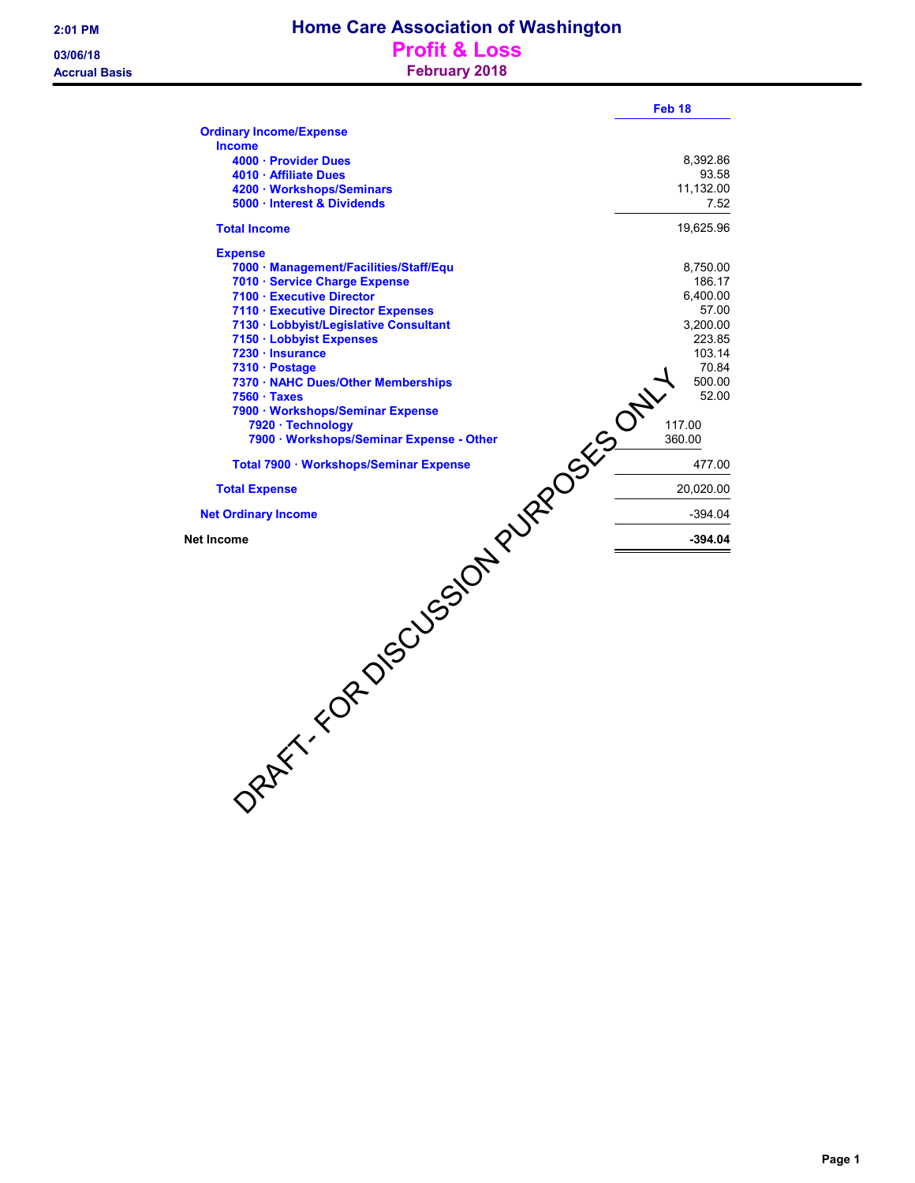2:01 PM
03/06/18
Accrual Basis

# Home Care Association of Washington
## Profit & Loss
### February 2018

| | Feb 18 |
|---|---|
| **Ordinary Income/Expense** | |
| **Income** | |
| 4000 · Provider Dues | 8,392.86 |
| 4010 · Affiliate Dues | 93.58 |
| 4200 · Workshops/Seminars | 11,132.00 |
| 5000 · Interest & Dividends | 7.52 |
| **Total Income** | 19,625.96 |
| **Expense** | |
| 7000 · Management/Facilities/Staff/Equ | 8,750.00 |
| 7010 · Service Charge Expense | 186.17 |
| 7100 · Executive Director | 6,400.00 |
| 7110 · Executive Director Expenses | 57.00 |
| 7130 · Lobbyist/Legislative Consultant | 3,200.00 |
| 7150 · Lobbyist Expenses | 223.85 |
| 7230 · Insurance | 103.14 |
| 7310 · Postage | 70.84 |
| 7370 · NAHC Dues/Other Memberships | 500.00 |
| 7560 · Taxes | 52.00 |
| 7900 · Workshops/Seminar Expense | |
| 7920 · Technology | 117.00 |
| 7900 · Workshops/Seminar Expense - Other | 360.00 |
| Total 7900 · Workshops/Seminar Expense | 477.00 |
| **Total Expense** | 20,020.00 |
| **Net Ordinary Income** | -394.04 |
| **Net Income** | **-394.04** |

DRAFT- FOR DISCUSSION PURPOSES ONLY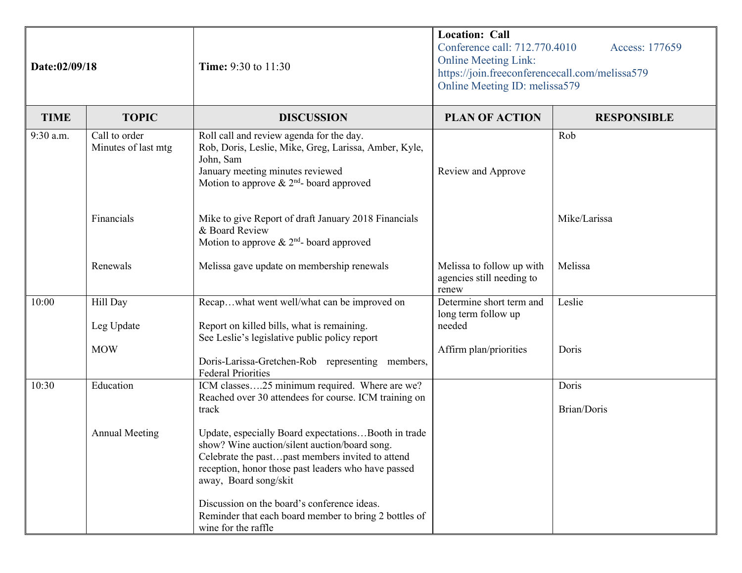| **Date:02/09/18** | **Time:** 9:30 to 11:30 | **Location: Call**<br>Conference call: 712.770.4010 Access: 177659<br>Online Meeting Link: https://join.freeconferencecall.com/melissa579<br>Online Meeting ID: melissa579 | | |
|---|---|---|---|---|
| **TIME** | **TOPIC** | **DISCUSSION** | **PLAN OF ACTION** | **RESPONSIBLE** |
| 9:30 a.m. | Call to order<br>Minutes of last mtg | Roll call and review agenda for the day.<br>Rob, Doris, Leslie, Mike, Greg, Larissa, Amber, Kyle, John, Sam<br>January meeting minutes reviewed<br>Motion to approve & 2nd- board approved | Review and Approve | Rob |
| | Financials | Mike to give Report of draft January 2018 Financials & Board Review<br>Motion to approve & 2nd- board approved | | Mike/Larissa |
| | Renewals | Melissa gave update on membership renewals | Melissa to follow up with agencies still needing to renew | Melissa |
| 10:00 | Hill Day<br><br>Leg Update<br><br>MOW | Recap…what went well/what can be improved on<br><br>Report on killed bills, what is remaining.<br>See Leslie's legislative public policy report<br><br>Doris-Larissa-Gretchen-Rob representing members, Federal Priorities | Determine short term and long term follow up needed<br><br>Affirm plan/priorities | Leslie<br><br>Doris |
| 10:30 | Education | ICM classes….25 minimum required. Where are we? Reached over 30 attendees for course. ICM training on track | | Doris |
| | Annual Meeting | Update, especially Board expectations…Booth in trade show? Wine auction/silent auction/board song. Celebrate the past…past members invited to attend reception, honor those past leaders who have passed away, Board song/skit<br><br>Discussion on the board's conference ideas.<br>Reminder that each board member to bring 2 bottles of wine for the raffle | | Brian/Doris |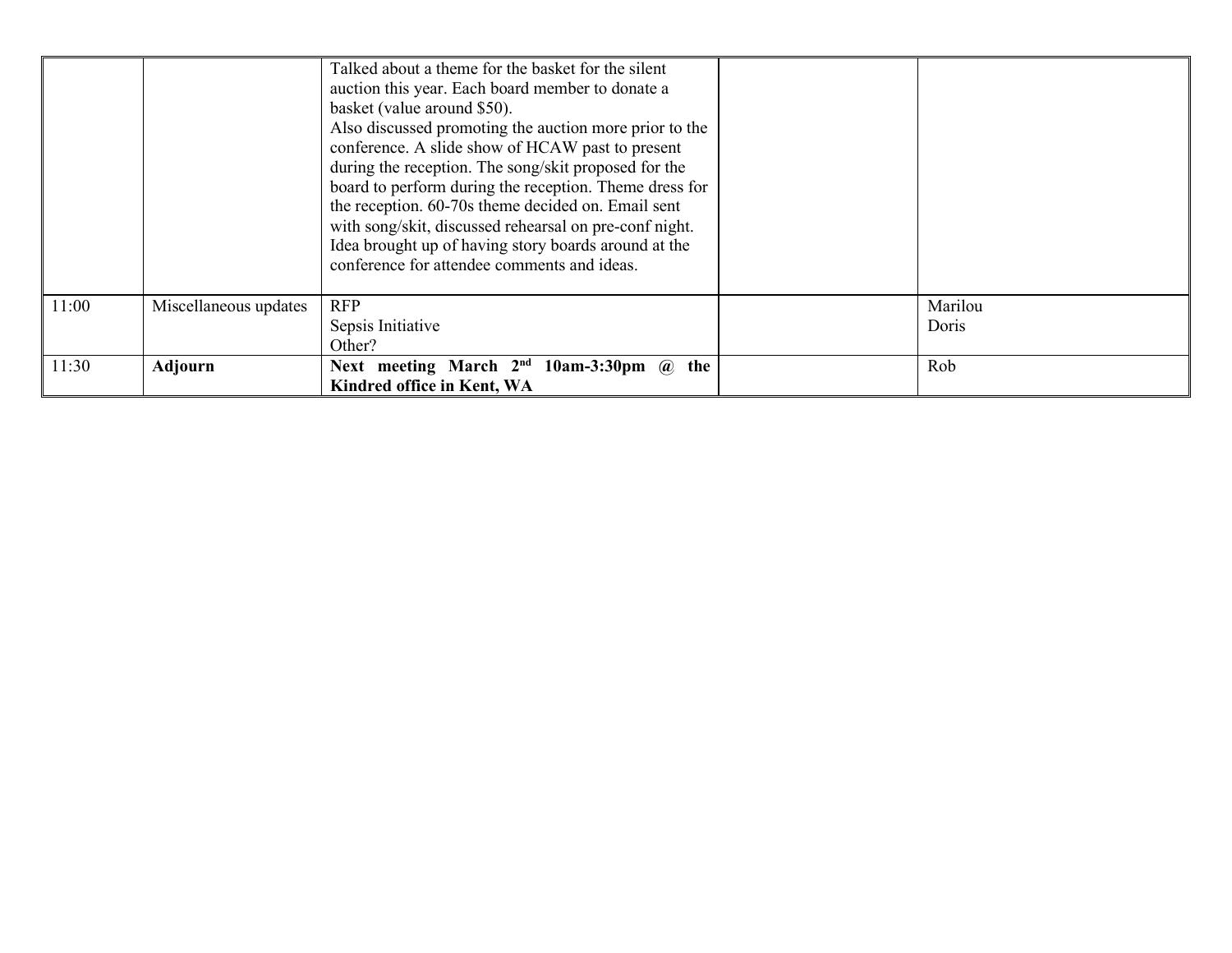| | | | | |
|---|---|---|---|---|
| | | Talked about a theme for the basket for the silent auction this year. Each board member to donate a basket (value around $50).<br>Also discussed promoting the auction more prior to the conference. A slide show of HCAW past to present during the reception. The song/skit proposed for the board to perform during the reception. Theme dress for the reception. 60-70s theme decided on. Email sent with song/skit, discussed rehearsal on pre-conf night. Idea brought up of having story boards around at the conference for attendee comments and ideas. | | |
| 11:00 | Miscellaneous updates | RFP<br>Sepsis Initiative<br>Other? | | Marilou<br>Doris |
| 11:30 | **Adjourn** | **Next meeting March 2nd 10am-3:30pm @ the Kindred office in Kent, WA** | | Rob |